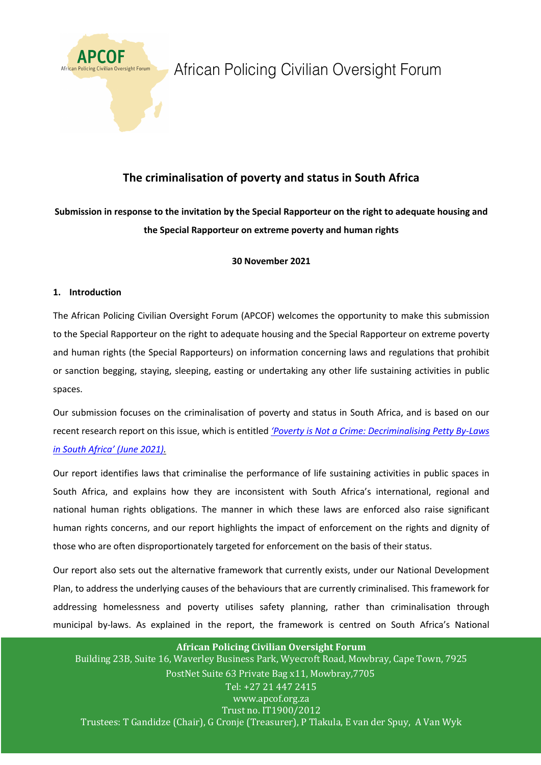# African Policing Civilian Oversight Forum

## The criminalisation of poverty and status in South Africa

**Submission in response to the invitation by the Special Rapporteur on the right to adequate housing and the Special Rapporteur on extreme poverty and human rights**

**30 November 2021**

### 1. Introduction

The African Policing Civilian Oversight Forum (APCOF) welcomes the opportunity to make this submission to the Special Rapporteur on the right to adequate housing and the Special Rapporteur on extreme poverty and human rights (the Special Rapporteurs) on information concerning laws and regulations that prohibit or sanction begging, staying, sleeping, easting or undertaking any other life sustaining activities in public spaces.

Our submission focuses on the criminalisation of poverty and status in South Africa, and is based on our recent research report on this issue, which is entitled *'Poverty is Not a Crime: Decriminalising Petty By-Laws in South Africa' (June 2021).*

Our report identifies laws that criminalise the performance of life sustaining activities in public spaces in South Africa, and explains how they are inconsistent with South Africa's international, regional and national human rights obligations. The manner in which these laws are enforced also raise significant human rights concerns, and our report highlights the impact of enforcement on the rights and dignity of those who are often disproportionately targeted for enforcement on the basis of their status.

Our report also sets out the alternative framework that currently exists, under our National Development Plan, to address the underlying causes of the behaviours that are currently criminalised. This framework for addressing homelessness and poverty utilises safety planning, rather than criminalisation through municipal by-laws. As explained in the report, the framework is centred on South Africa's National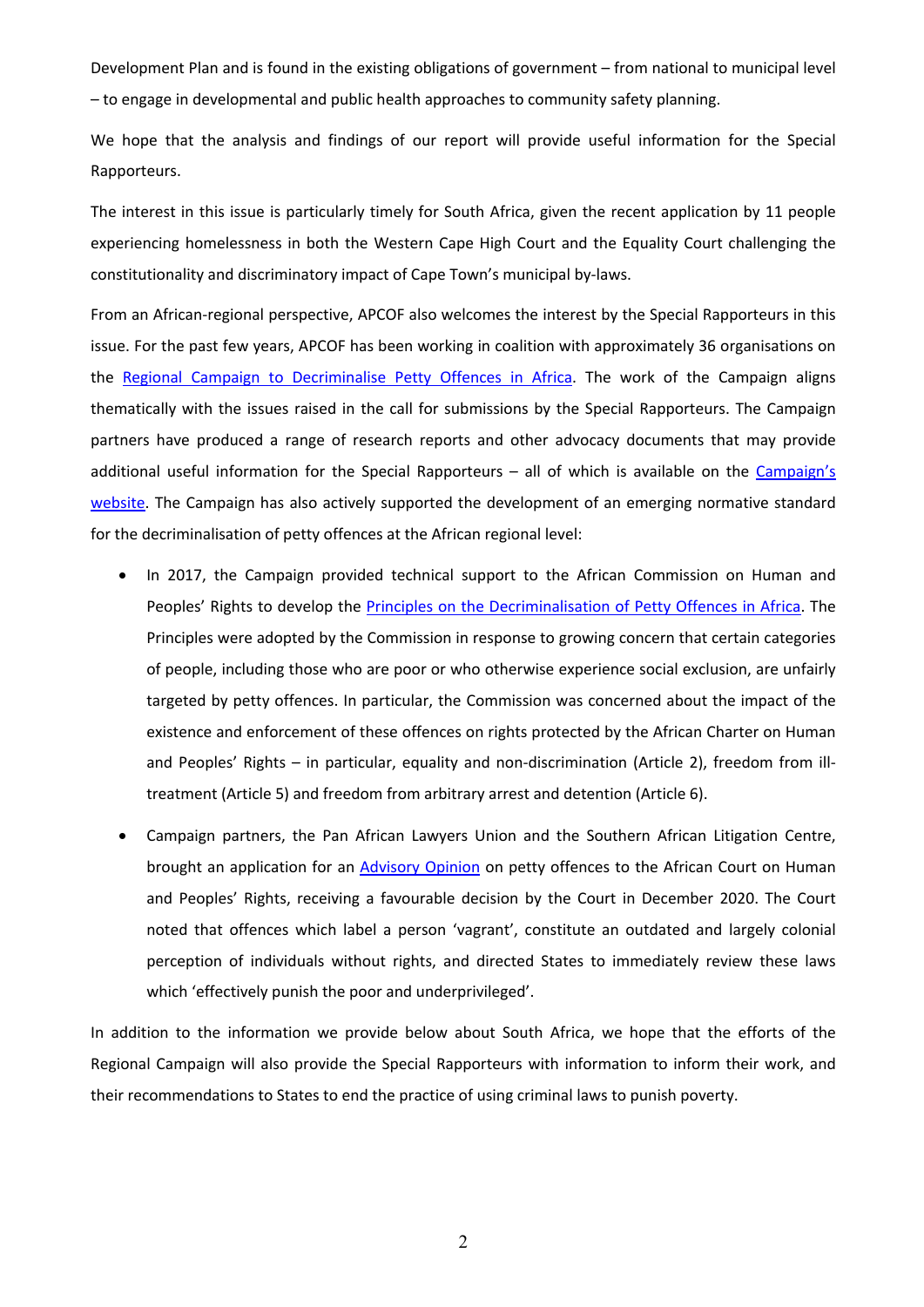Development Plan and is found in the existing obligations of government – from national to municipal level – to engage in developmental and public health approaches to community safety planning.

We hope that the analysis and findings of our report will provide useful information for the Special Rapporteurs.

The interest in this issue is particularly timely for South Africa, given the recent application by 11 people experiencing homelessness in both the Western Cape High Court and the Equality Court challenging the constitutionality and discriminatory impact of Cape Town's municipal by-laws.

From an African-regional perspective, APCOF also welcomes the interest by the Special Rapporteurs in this issue. For the past few years, APCOF has been working in coalition with approximately 36 organisations on the Regional Campaign to Decriminalise Petty Offences in Africa. The work of the Campaign aligns thematically with the issues raised in the call for submissions by the Special Rapporteurs. The Campaign partners have produced a range of research reports and other advocacy documents that may provide additional useful information for the Special Rapporteurs – all of which is available on the Campaign's website. The Campaign has also actively supported the development of an emerging normative standard for the decriminalisation of petty offences at the African regional level:

- In 2017, the Campaign provided technical support to the African Commission on Human and Peoples' Rights to develop the Principles on the Decriminalisation of Petty Offences in Africa. The Principles were adopted by the Commission in response to growing concern that certain categories of people, including those who are poor or who otherwise experience social exclusion, are unfairly targeted by petty offences. In particular, the Commission was concerned about the impact of the existence and enforcement of these offences on rights protected by the African Charter on Human and Peoples' Rights – in particular, equality and non-discrimination (Article 2), freedom from ill-treatment (Article 5) and freedom from arbitrary arrest and detention (Article 6).
- Campaign partners, the Pan African Lawyers Union and the Southern African Litigation Centre, brought an application for an Advisory Opinion on petty offences to the African Court on Human and Peoples' Rights, receiving a favourable decision by the Court in December 2020. The Court noted that offences which label a person 'vagrant', constitute an outdated and largely colonial perception of individuals without rights, and directed States to immediately review these laws which 'effectively punish the poor and underprivileged'.

In addition to the information we provide below about South Africa, we hope that the efforts of the Regional Campaign will also provide the Special Rapporteurs with information to inform their work, and their recommendations to States to end the practice of using criminal laws to punish poverty.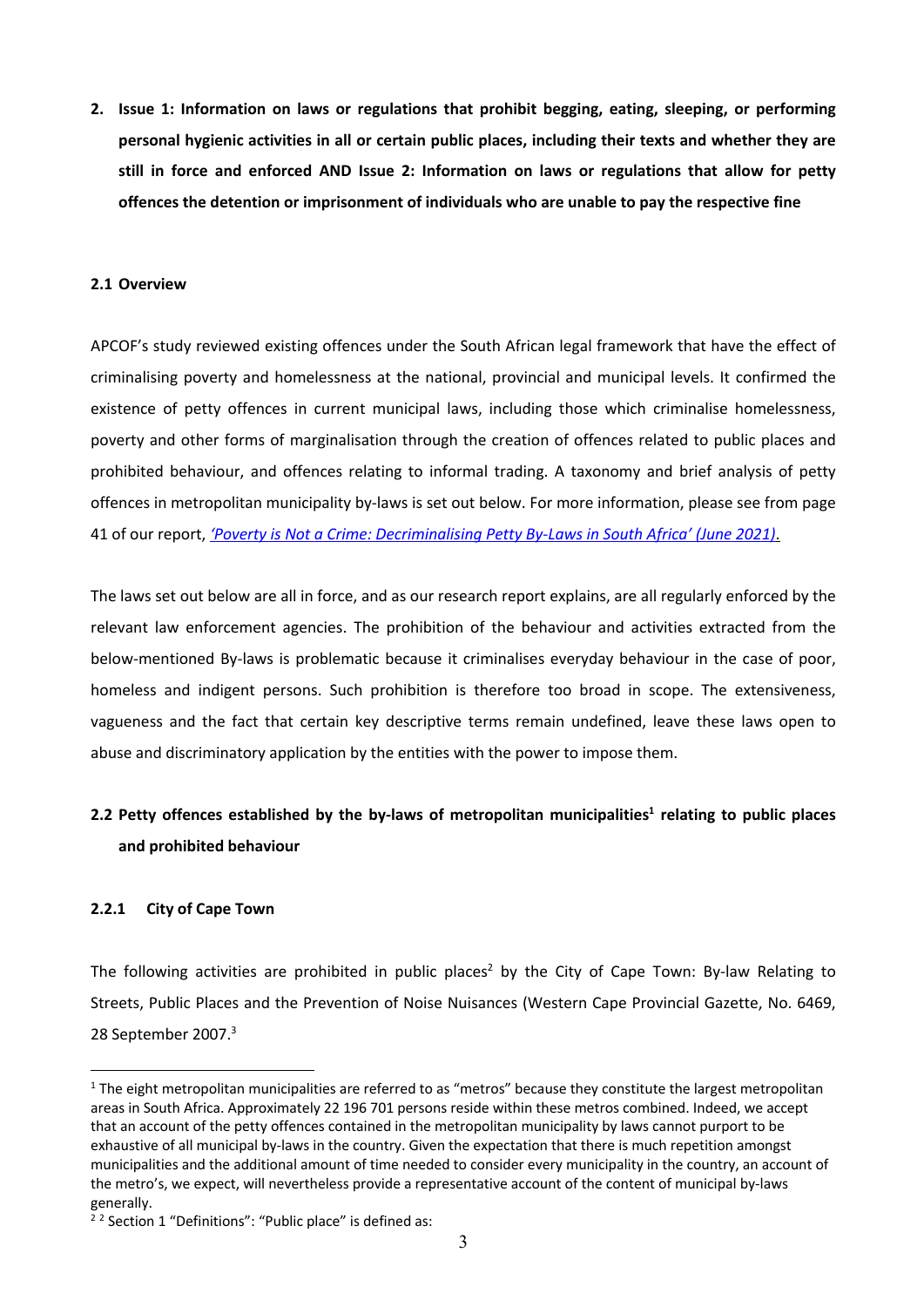## 2. Issue 1: Information on laws or regulations that prohibit begging, eating, sleeping, or performing personal hygienic activities in all or certain public places, including their texts and whether they are still in force and enforced AND Issue 2: Information on laws or regulations that allow for petty offences the detention or imprisonment of individuals who are unable to pay the respective fine

### 2.1 Overview

APCOF's study reviewed existing offences under the South African legal framework that have the effect of criminalising poverty and homelessness at the national, provincial and municipal levels. It confirmed the existence of petty offences in current municipal laws, including those which criminalise homelessness, poverty and other forms of marginalisation through the creation of offences related to public places and prohibited behaviour, and offences relating to informal trading. A taxonomy and brief analysis of petty offences in metropolitan municipality by-laws is set out below. For more information, please see from page 41 of our report, *'Poverty is Not a Crime: Decriminalising Petty By-Laws in South Africa' (June 2021)*.

The laws set out below are all in force, and as our research report explains, are all regularly enforced by the relevant law enforcement agencies. The prohibition of the behaviour and activities extracted from the below-mentioned By-laws is problematic because it criminalises everyday behaviour in the case of poor, homeless and indigent persons. Such prohibition is therefore too broad in scope. The extensiveness, vagueness and the fact that certain key descriptive terms remain undefined, leave these laws open to abuse and discriminatory application by the entities with the power to impose them.

### 2.2 Petty offences established by the by-laws of metropolitan municipalities[1] relating to public places and prohibited behaviour

#### 2.2.1 City of Cape Town

The following activities are prohibited in public places[2] by the City of Cape Town: By-law Relating to Streets, Public Places and the Prevention of Noise Nuisances (Western Cape Provincial Gazette, No. 6469, 28 September 2007.[3]

---

[1] The eight metropolitan municipalities are referred to as "metros" because they constitute the largest metropolitan areas in South Africa. Approximately 22 196 701 persons reside within these metros combined. Indeed, we accept that an account of the petty offences contained in the metropolitan municipality by laws cannot purport to be exhaustive of all municipal by-laws in the country. Given the expectation that there is much repetition amongst municipalities and the additional amount of time needed to consider every municipality in the country, an account of the metro's, we expect, will nevertheless provide a representative account of the content of municipal by-laws generally.

[2] [2] Section 1 "Definitions": "Public place" is defined as: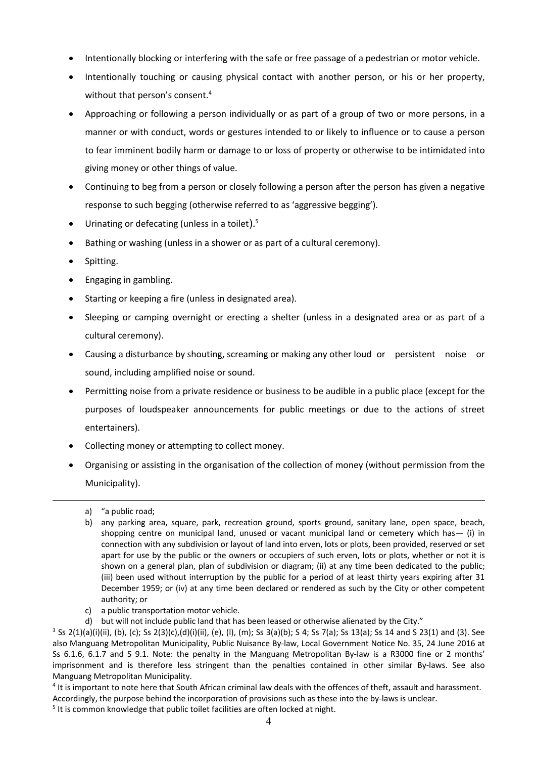- Intentionally blocking or interfering with the safe or free passage of a pedestrian or motor vehicle.
- Intentionally touching or causing physical contact with another person, or his or her property, without that person's consent.[4]
- Approaching or following a person individually or as part of a group of two or more persons, in a manner or with conduct, words or gestures intended to or likely to influence or to cause a person to fear imminent bodily harm or damage to or loss of property or otherwise to be intimidated into giving money or other things of value.
- Continuing to beg from a person or closely following a person after the person has given a negative response to such begging (otherwise referred to as 'aggressive begging').
- Urinating or defecating (unless in a toilet).[5]
- Bathing or washing (unless in a shower or as part of a cultural ceremony).
- Spitting.
- Engaging in gambling.
- Starting or keeping a fire (unless in designated area).
- Sleeping or camping overnight or erecting a shelter (unless in a designated area or as part of a cultural ceremony).
- Causing a disturbance by shouting, screaming or making any other loud or persistent noise or sound, including amplified noise or sound.
- Permitting noise from a private residence or business to be audible in a public place (except for the purposes of loudspeaker announcements for public meetings or due to the actions of street entertainers).
- Collecting money or attempting to collect money.
- Organising or assisting in the organisation of the collection of money (without permission from the Municipality).

---

a) "a public road;
b) any parking area, square, park, recreation ground, sports ground, sanitary lane, open space, beach, shopping centre on municipal land, unused or vacant municipal land or cemetery which has— (i) in connection with any subdivision or layout of land into erven, lots or plots, been provided, reserved or set apart for use by the public or the owners or occupiers of such erven, lots or plots, whether or not it is shown on a general plan, plan of subdivision or diagram; (ii) at any time been dedicated to the public; (iii) been used without interruption by the public for a period of at least thirty years expiring after 31 December 1959; or (iv) at any time been declared or rendered as such by the City or other competent authority; or
c) a public transportation motor vehicle.
d) but will not include public land that has been leased or otherwise alienated by the City."

[3] Ss 2(1)(a)(i)(ii), (b), (c); Ss 2(3)(c),(d)(i)(ii), (e), (l), (m); Ss 3(a)(b); S 4; Ss 7(a); Ss 13(a); Ss 14 and S 23(1) and (3). See also Manguang Metropolitan Municipality, Public Nuisance By-law, Local Government Notice No. 35, 24 June 2016 at Ss 6.1.6, 6.1.7 and S 9.1. Note: the penalty in the Manguang Metropolitan By-law is a R3000 fine or 2 months' imprisonment and is therefore less stringent than the penalties contained in other similar By-laws. See also Manguang Metropolitan Municipality.

[4] It is important to note here that South African criminal law deals with the offences of theft, assault and harassment. Accordingly, the purpose behind the incorporation of provisions such as these into the by-laws is unclear.

[5] It is common knowledge that public toilet facilities are often locked at night.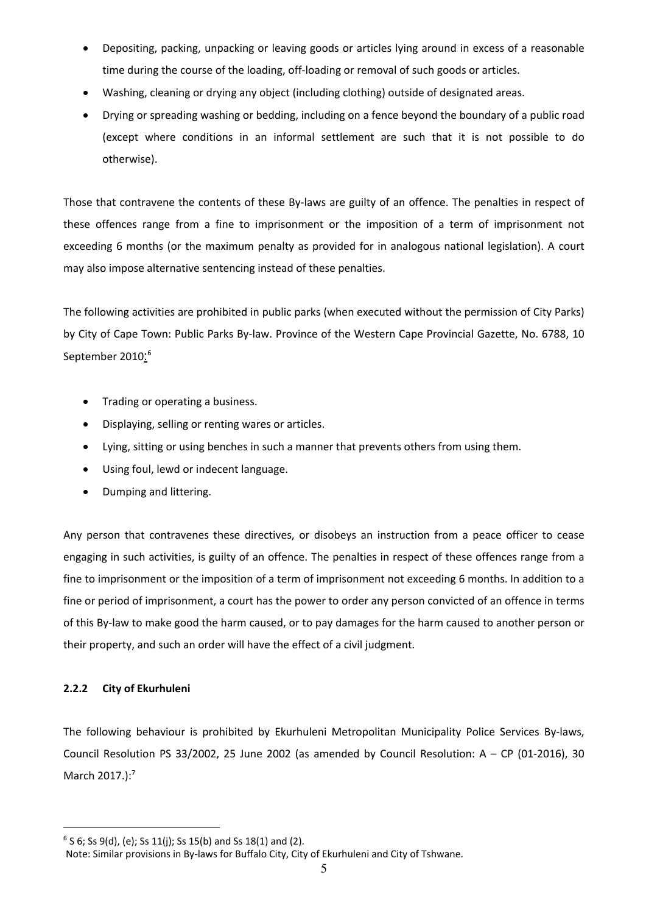- Depositing, packing, unpacking or leaving goods or articles lying around in excess of a reasonable time during the course of the loading, off-loading or removal of such goods or articles.
- Washing, cleaning or drying any object (including clothing) outside of designated areas.
- Drying or spreading washing or bedding, including on a fence beyond the boundary of a public road (except where conditions in an informal settlement are such that it is not possible to do otherwise).

Those that contravene the contents of these By-laws are guilty of an offence. The penalties in respect of these offences range from a fine to imprisonment or the imposition of a term of imprisonment not exceeding 6 months (or the maximum penalty as provided for in analogous national legislation). A court may also impose alternative sentencing instead of these penalties.

The following activities are prohibited in public parks (when executed without the permission of City Parks) by City of Cape Town: Public Parks By-law. Province of the Western Cape Provincial Gazette, No. 6788, 10 September 2010:[6]

- Trading or operating a business.
- Displaying, selling or renting wares or articles.
- Lying, sitting or using benches in such a manner that prevents others from using them.
- Using foul, lewd or indecent language.
- Dumping and littering.

Any person that contravenes these directives, or disobeys an instruction from a peace officer to cease engaging in such activities, is guilty of an offence. The penalties in respect of these offences range from a fine to imprisonment or the imposition of a term of imprisonment not exceeding 6 months. In addition to a fine or period of imprisonment, a court has the power to order any person convicted of an offence in terms of this By-law to make good the harm caused, or to pay damages for the harm caused to another person or their property, and such an order will have the effect of a civil judgment.

### 2.2.2 City of Ekurhuleni

The following behaviour is prohibited by Ekurhuleni Metropolitan Municipality Police Services By-laws, Council Resolution PS 33/2002, 25 June 2002 (as amended by Council Resolution: A – CP (01-2016), 30 March 2017.):[7]

---

[6] S 6; Ss 9(d), (e); Ss 11(j); Ss 15(b) and Ss 18(1) and (2).
Note: Similar provisions in By-laws for Buffalo City, City of Ekurhuleni and City of Tshwane.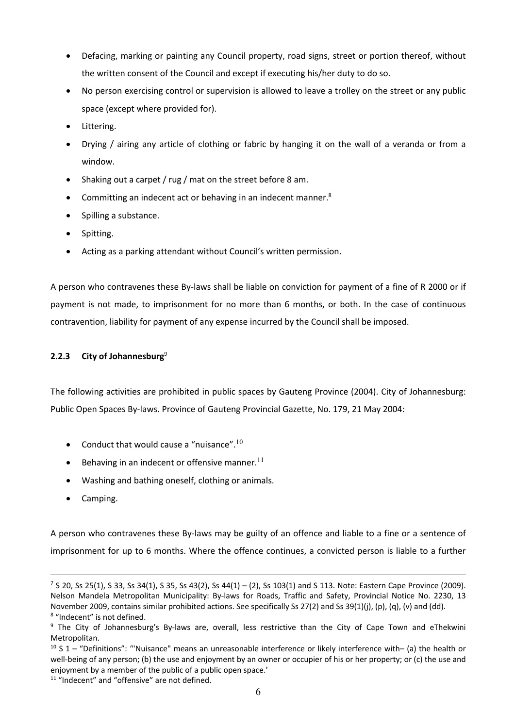- Defacing, marking or painting any Council property, road signs, street or portion thereof, without the written consent of the Council and except if executing his/her duty to do so.
- No person exercising control or supervision is allowed to leave a trolley on the street or any public space (except where provided for).
- Littering.
- Drying / airing any article of clothing or fabric by hanging it on the wall of a veranda or from a window.
- Shaking out a carpet / rug / mat on the street before 8 am.
- Committing an indecent act or behaving in an indecent manner.[8]
- Spilling a substance.
- Spitting.
- Acting as a parking attendant without Council's written permission.

A person who contravenes these By-laws shall be liable on conviction for payment of a fine of R 2000 or if payment is not made, to imprisonment for no more than 6 months, or both. In the case of continuous contravention, liability for payment of any expense incurred by the Council shall be imposed.

### 2.2.3 City of Johannesburg[9]

The following activities are prohibited in public spaces by Gauteng Province (2004). City of Johannesburg: Public Open Spaces By-laws. Province of Gauteng Provincial Gazette, No. 179, 21 May 2004:

- Conduct that would cause a "nuisance".[10]
- Behaving in an indecent or offensive manner.[11]
- Washing and bathing oneself, clothing or animals.
- Camping.

A person who contravenes these By-laws may be guilty of an offence and liable to a fine or a sentence of imprisonment for up to 6 months. Where the offence continues, a convicted person is liable to a further

---

[7] S 20, Ss 25(1), S 33, Ss 34(1), S 35, Ss 43(2), Ss 44(1) – (2), Ss 103(1) and S 113. Note: Eastern Cape Province (2009). Nelson Mandela Metropolitan Municipality: By-laws for Roads, Traffic and Safety, Provincial Notice No. 2230, 13 November 2009, contains similar prohibited actions. See specifically Ss 27(2) and Ss 39(1)(j), (p), (q), (v) and (dd).

[8] "Indecent" is not defined.

[9] The City of Johannesburg's By-laws are, overall, less restrictive than the City of Cape Town and eThekwini Metropolitan.

[10] S 1 – "Definitions": '"Nuisance" means an unreasonable interference or likely interference with– (a) the health or well-being of any person; (b) the use and enjoyment by an owner or occupier of his or her property; or (c) the use and enjoyment by a member of the public of a public open space.'

[11] "Indecent" and "offensive" are not defined.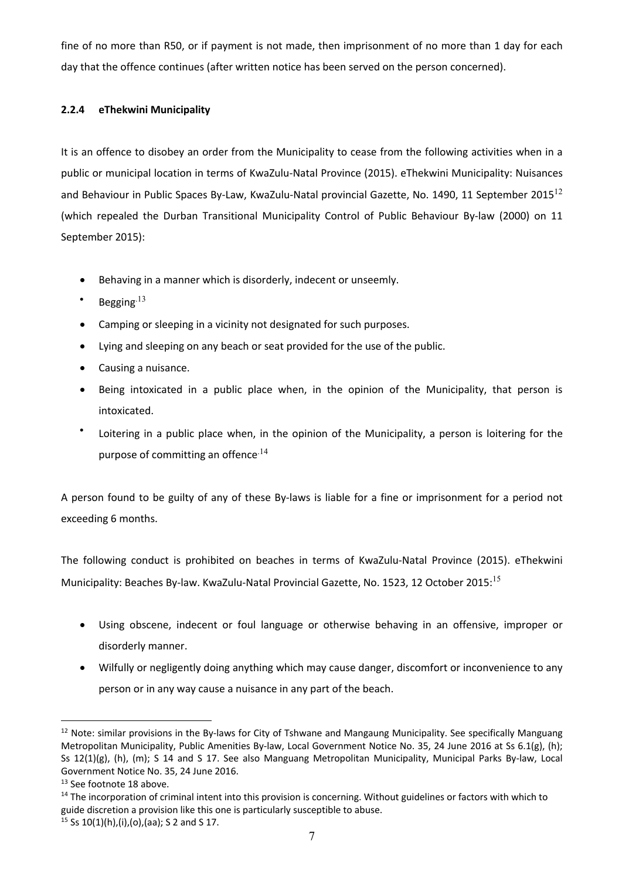fine of no more than R50, or if payment is not made, then imprisonment of no more than 1 day for each day that the offence continues (after written notice has been served on the person concerned).

#### 2.2.4 eThekwini Municipality

It is an offence to disobey an order from the Municipality to cease from the following activities when in a public or municipal location in terms of KwaZulu-Natal Province (2015). eThekwini Municipality: Nuisances and Behaviour in Public Spaces By-Law, KwaZulu-Natal provincial Gazette, No. 1490, 11 September 2015[12] (which repealed the Durban Transitional Municipality Control of Public Behaviour By-law (2000) on 11 September 2015):

- Behaving in a manner which is disorderly, indecent or unseemly.
- Begging.[13]
- Camping or sleeping in a vicinity not designated for such purposes.
- Lying and sleeping on any beach or seat provided for the use of the public.
- Causing a nuisance.
- Being intoxicated in a public place when, in the opinion of the Municipality, that person is intoxicated.
- Loitering in a public place when, in the opinion of the Municipality, a person is loitering for the purpose of committing an offence.[14]

A person found to be guilty of any of these By-laws is liable for a fine or imprisonment for a period not exceeding 6 months.

The following conduct is prohibited on beaches in terms of KwaZulu-Natal Province (2015). eThekwini Municipality: Beaches By-law. KwaZulu-Natal Provincial Gazette, No. 1523, 12 October 2015:[15]

- Using obscene, indecent or foul language or otherwise behaving in an offensive, improper or disorderly manner.
- Wilfully or negligently doing anything which may cause danger, discomfort or inconvenience to any person or in any way cause a nuisance in any part of the beach.

---

[12] Note: similar provisions in the By-laws for City of Tshwane and Mangaung Municipality. See specifically Manguang Metropolitan Municipality, Public Amenities By-law, Local Government Notice No. 35, 24 June 2016 at Ss 6.1(g), (h); Ss 12(1)(g), (h), (m); S 14 and S 17. See also Manguang Metropolitan Municipality, Municipal Parks By-law, Local Government Notice No. 35, 24 June 2016.

[13] See footnote 18 above.

[14] The incorporation of criminal intent into this provision is concerning. Without guidelines or factors with which to guide discretion a provision like this one is particularly susceptible to abuse.

[15] Ss 10(1)(h),(i),(o),(aa); S 2 and S 17.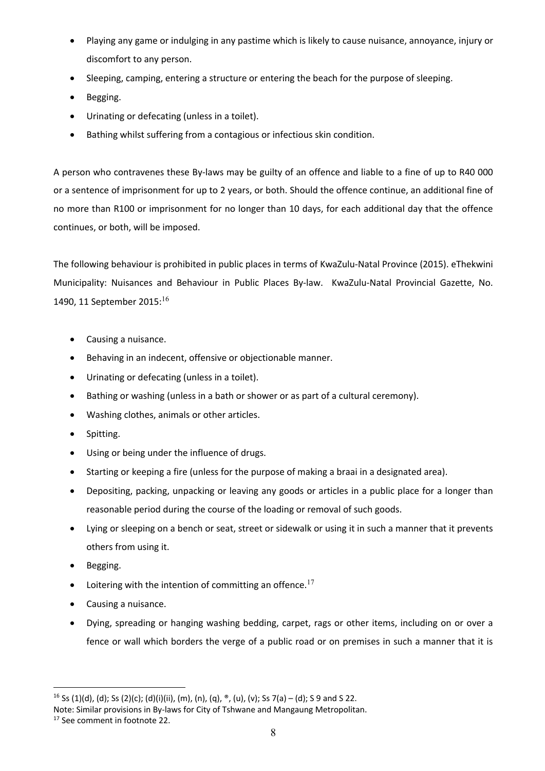- Playing any game or indulging in any pastime which is likely to cause nuisance, annoyance, injury or discomfort to any person.
- Sleeping, camping, entering a structure or entering the beach for the purpose of sleeping.
- Begging.
- Urinating or defecating (unless in a toilet).
- Bathing whilst suffering from a contagious or infectious skin condition.

A person who contravenes these By-laws may be guilty of an offence and liable to a fine of up to R40 000 or a sentence of imprisonment for up to 2 years, or both. Should the offence continue, an additional fine of no more than R100 or imprisonment for no longer than 10 days, for each additional day that the offence continues, or both, will be imposed.

The following behaviour is prohibited in public places in terms of KwaZulu-Natal Province (2015). eThekwini Municipality: Nuisances and Behaviour in Public Places By-law. KwaZulu-Natal Provincial Gazette, No. 1490, 11 September 2015:[16]

- Causing a nuisance.
- Behaving in an indecent, offensive or objectionable manner.
- Urinating or defecating (unless in a toilet).
- Bathing or washing (unless in a bath or shower or as part of a cultural ceremony).
- Washing clothes, animals or other articles.
- Spitting.
- Using or being under the influence of drugs.
- Starting or keeping a fire (unless for the purpose of making a braai in a designated area).
- Depositing, packing, unpacking or leaving any goods or articles in a public place for a longer than reasonable period during the course of the loading or removal of such goods.
- Lying or sleeping on a bench or seat, street or sidewalk or using it in such a manner that it prevents others from using it.
- Begging.
- Loitering with the intention of committing an offence.[17]
- Causing a nuisance.
- Dying, spreading or hanging washing bedding, carpet, rags or other items, including on or over a fence or wall which borders the verge of a public road or on premises in such a manner that it is

[16] Ss (1)(d), (d); Ss (2)(c); (d)(i)(ii), (m), (n), (q), ®, (u), (v); Ss 7(a) – (d); S 9 and S 22.
Note: Similar provisions in By-laws for City of Tshwane and Mangaung Metropolitan.

[17] See comment in footnote 22.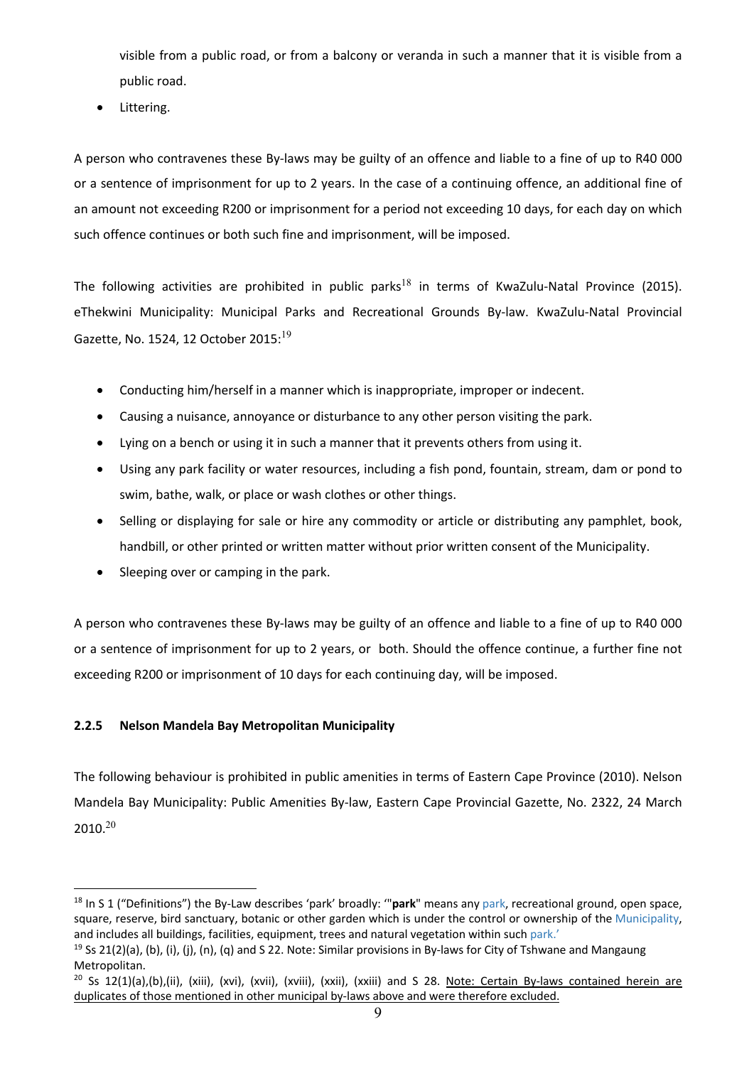visible from a public road, or from a balcony or veranda in such a manner that it is visible from a public road.

- Littering.

A person who contravenes these By-laws may be guilty of an offence and liable to a fine of up to R40 000 or a sentence of imprisonment for up to 2 years. In the case of a continuing offence, an additional fine of an amount not exceeding R200 or imprisonment for a period not exceeding 10 days, for each day on which such offence continues or both such fine and imprisonment, will be imposed.

The following activities are prohibited in public parks[18] in terms of KwaZulu-Natal Province (2015). eThekwini Municipality: Municipal Parks and Recreational Grounds By-law. KwaZulu-Natal Provincial Gazette, No. 1524, 12 October 2015:[19]

- Conducting him/herself in a manner which is inappropriate, improper or indecent.
- Causing a nuisance, annoyance or disturbance to any other person visiting the park.
- Lying on a bench or using it in such a manner that it prevents others from using it.
- Using any park facility or water resources, including a fish pond, fountain, stream, dam or pond to swim, bathe, walk, or place or wash clothes or other things.
- Selling or displaying for sale or hire any commodity or article or distributing any pamphlet, book, handbill, or other printed or written matter without prior written consent of the Municipality.
- Sleeping over or camping in the park.

A person who contravenes these By-laws may be guilty of an offence and liable to a fine of up to R40 000 or a sentence of imprisonment for up to 2 years, or both. Should the offence continue, a further fine not exceeding R200 or imprisonment of 10 days for each continuing day, will be imposed.

### 2.2.5 Nelson Mandela Bay Metropolitan Municipality

The following behaviour is prohibited in public amenities in terms of Eastern Cape Province (2010). Nelson Mandela Bay Municipality: Public Amenities By-law, Eastern Cape Provincial Gazette, No. 2322, 24 March 2010.[20]

---

[18] In S 1 ("Definitions") the By-Law describes 'park' broadly: '"**park**" means any park, recreational ground, open space, square, reserve, bird sanctuary, botanic or other garden which is under the control or ownership of the Municipality, and includes all buildings, facilities, equipment, trees and natural vegetation within such park.'

[19] Ss 21(2)(a), (b), (i), (j), (n), (q) and S 22. Note: Similar provisions in By-laws for City of Tshwane and Mangaung Metropolitan.

[20] Ss 12(1)(a),(b),(ii), (xiii), (xvi), (xvii), (xviii), (xxii), (xxiii) and S 28. Note: Certain By-laws contained herein are duplicates of those mentioned in other municipal by-laws above and were therefore excluded.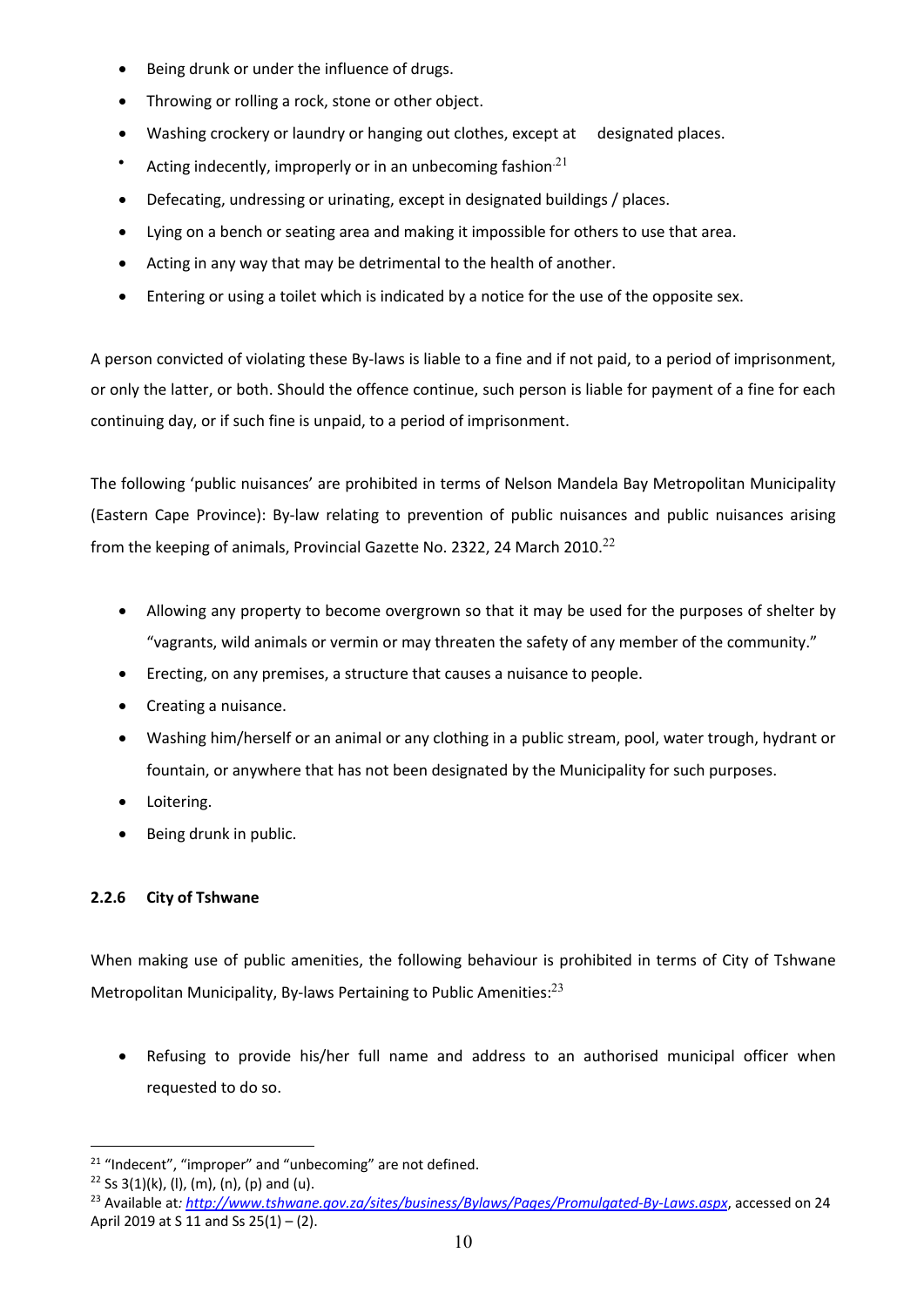- Being drunk or under the influence of drugs.
- Throwing or rolling a rock, stone or other object.
- Washing crockery or laundry or hanging out clothes, except at designated places.
- Acting indecently, improperly or in an unbecoming fashion.[21]
- Defecating, undressing or urinating, except in designated buildings / places.
- Lying on a bench or seating area and making it impossible for others to use that area.
- Acting in any way that may be detrimental to the health of another.
- Entering or using a toilet which is indicated by a notice for the use of the opposite sex.

A person convicted of violating these By-laws is liable to a fine and if not paid, to a period of imprisonment, or only the latter, or both. Should the offence continue, such person is liable for payment of a fine for each continuing day, or if such fine is unpaid, to a period of imprisonment.

The following 'public nuisances' are prohibited in terms of Nelson Mandela Bay Metropolitan Municipality (Eastern Cape Province): By-law relating to prevention of public nuisances and public nuisances arising from the keeping of animals, Provincial Gazette No. 2322, 24 March 2010.[22]

- Allowing any property to become overgrown so that it may be used for the purposes of shelter by "vagrants, wild animals or vermin or may threaten the safety of any member of the community."
- Erecting, on any premises, a structure that causes a nuisance to people.
- Creating a nuisance.
- Washing him/herself or an animal or any clothing in a public stream, pool, water trough, hydrant or fountain, or anywhere that has not been designated by the Municipality for such purposes.
- Loitering.
- Being drunk in public.

### 2.2.6 City of Tshwane

When making use of public amenities, the following behaviour is prohibited in terms of City of Tshwane Metropolitan Municipality, By-laws Pertaining to Public Amenities:[23]

- Refusing to provide his/her full name and address to an authorised municipal officer when requested to do so.

---

[21] "Indecent", "improper" and "unbecoming" are not defined.

[22] Ss 3(1)(k), (l), (m), (n), (p) and (u).

[23] Available at: *http://www.tshwane.gov.za/sites/business/Bylaws/Pages/Promulgated-By-Laws.aspx*, accessed on 24 April 2019 at S 11 and Ss 25(1) – (2).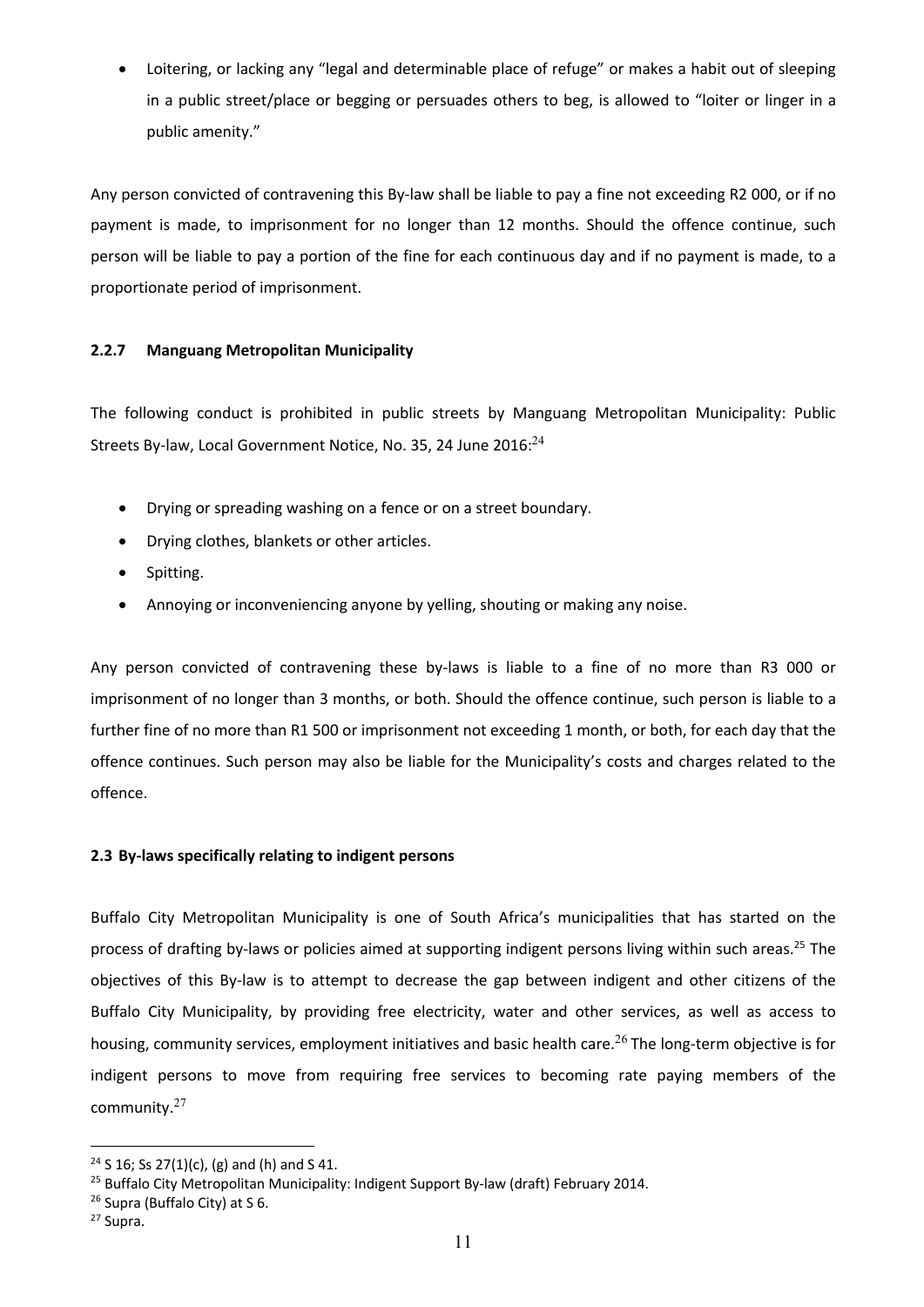- Loitering, or lacking any "legal and determinable place of refuge" or makes a habit out of sleeping in a public street/place or begging or persuades others to beg, is allowed to "loiter or linger in a public amenity."

Any person convicted of contravening this By-law shall be liable to pay a fine not exceeding R2 000, or if no payment is made, to imprisonment for no longer than 12 months. Should the offence continue, such person will be liable to pay a portion of the fine for each continuous day and if no payment is made, to a proportionate period of imprisonment.

### 2.2.7 Manguang Metropolitan Municipality

The following conduct is prohibited in public streets by Manguang Metropolitan Municipality: Public Streets By-law, Local Government Notice, No. 35, 24 June 2016:[24]

- Drying or spreading washing on a fence or on a street boundary.
- Drying clothes, blankets or other articles.
- Spitting.
- Annoying or inconveniencing anyone by yelling, shouting or making any noise.

Any person convicted of contravening these by-laws is liable to a fine of no more than R3 000 or imprisonment of no longer than 3 months, or both. Should the offence continue, such person is liable to a further fine of no more than R1 500 or imprisonment not exceeding 1 month, or both, for each day that the offence continues. Such person may also be liable for the Municipality's costs and charges related to the offence.

## 2.3 By-laws specifically relating to indigent persons

Buffalo City Metropolitan Municipality is one of South Africa's municipalities that has started on the process of drafting by-laws or policies aimed at supporting indigent persons living within such areas.[25] The objectives of this By-law is to attempt to decrease the gap between indigent and other citizens of the Buffalo City Municipality, by providing free electricity, water and other services, as well as access to housing, community services, employment initiatives and basic health care.[26] The long-term objective is for indigent persons to move from requiring free services to becoming rate paying members of the community.[27]

---

[24] S 16; Ss 27(1)(c), (g) and (h) and S 41.

[25] Buffalo City Metropolitan Municipality: Indigent Support By-law (draft) February 2014.

[26] Supra (Buffalo City) at S 6.

[27] Supra.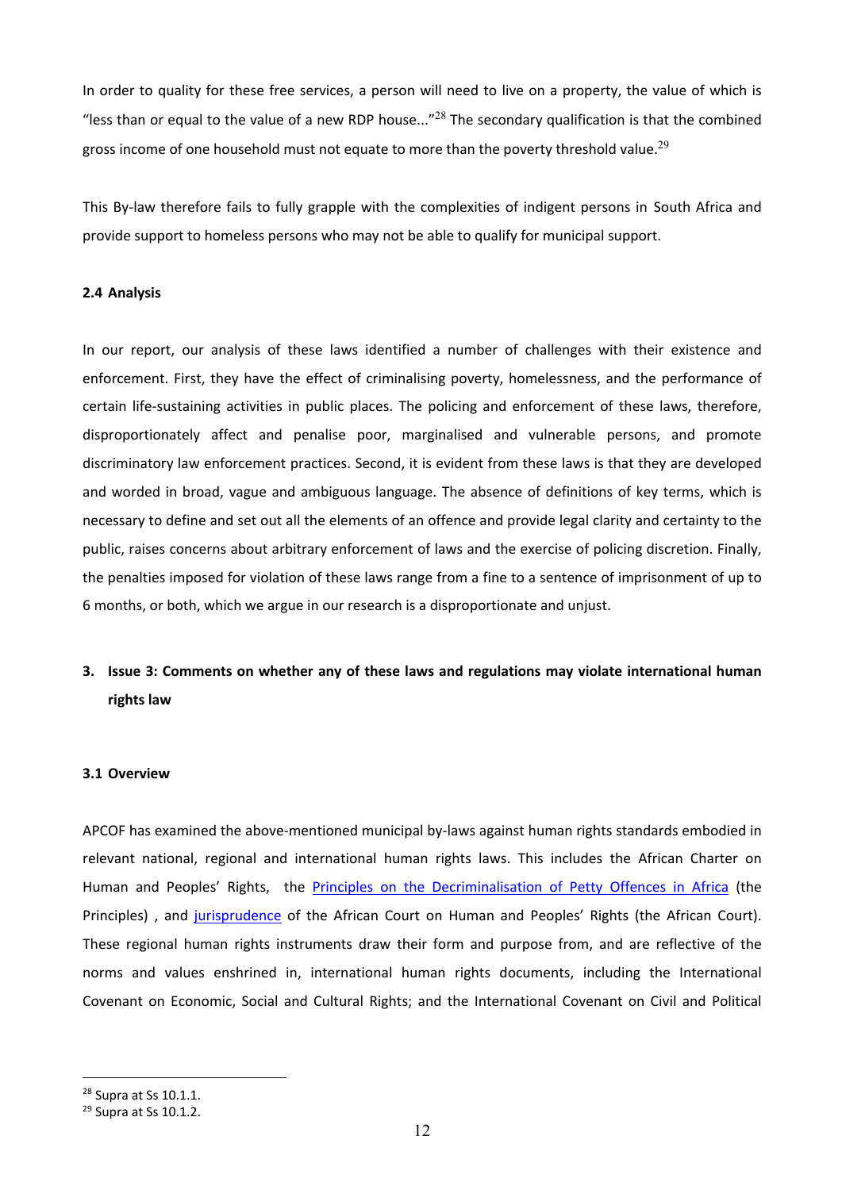In order to quality for these free services, a person will need to live on a property, the value of which is "less than or equal to the value of a new RDP house..."[28] The secondary qualification is that the combined gross income of one household must not equate to more than the poverty threshold value.[29]

This By-law therefore fails to fully grapple with the complexities of indigent persons in South Africa and provide support to homeless persons who may not be able to qualify for municipal support.

### 2.4 Analysis

In our report, our analysis of these laws identified a number of challenges with their existence and enforcement. First, they have the effect of criminalising poverty, homelessness, and the performance of certain life-sustaining activities in public places. The policing and enforcement of these laws, therefore, disproportionately affect and penalise poor, marginalised and vulnerable persons, and promote discriminatory law enforcement practices. Second, it is evident from these laws is that they are developed and worded in broad, vague and ambiguous language. The absence of definitions of key terms, which is necessary to define and set out all the elements of an offence and provide legal clarity and certainty to the public, raises concerns about arbitrary enforcement of laws and the exercise of policing discretion. Finally, the penalties imposed for violation of these laws range from a fine to a sentence of imprisonment of up to 6 months, or both, which we argue in our research is a disproportionate and unjust.

## 3. Issue 3: Comments on whether any of these laws and regulations may violate international human rights law

### 3.1 Overview

APCOF has examined the above-mentioned municipal by-laws against human rights standards embodied in relevant national, regional and international human rights laws. This includes the African Charter on Human and Peoples' Rights, the Principles on the Decriminalisation of Petty Offences in Africa (the Principles) , and jurisprudence of the African Court on Human and Peoples' Rights (the African Court). These regional human rights instruments draw their form and purpose from, and are reflective of the norms and values enshrined in, international human rights documents, including the International Covenant on Economic, Social and Cultural Rights; and the International Covenant on Civil and Political

---

[28] Supra at Ss 10.1.1.

[29] Supra at Ss 10.1.2.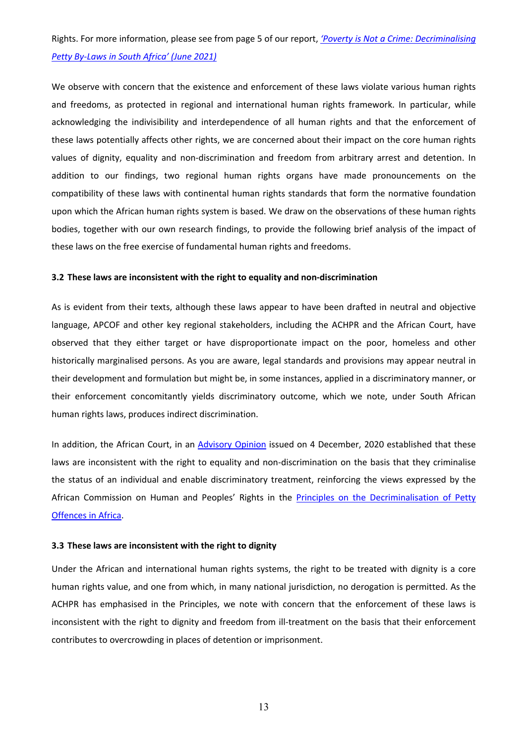Rights. For more information, please see from page 5 of our report, *'Poverty is Not a Crime: Decriminalising Petty By-Laws in South Africa' (June 2021)*

We observe with concern that the existence and enforcement of these laws violate various human rights and freedoms, as protected in regional and international human rights framework. In particular, while acknowledging the indivisibility and interdependence of all human rights and that the enforcement of these laws potentially affects other rights, we are concerned about their impact on the core human rights values of dignity, equality and non-discrimination and freedom from arbitrary arrest and detention. In addition to our findings, two regional human rights organs have made pronouncements on the compatibility of these laws with continental human rights standards that form the normative foundation upon which the African human rights system is based. We draw on the observations of these human rights bodies, together with our own research findings, to provide the following brief analysis of the impact of these laws on the free exercise of fundamental human rights and freedoms.

### 3.2 These laws are inconsistent with the right to equality and non-discrimination

As is evident from their texts, although these laws appear to have been drafted in neutral and objective language, APCOF and other key regional stakeholders, including the ACHPR and the African Court, have observed that they either target or have disproportionate impact on the poor, homeless and other historically marginalised persons. As you are aware, legal standards and provisions may appear neutral in their development and formulation but might be, in some instances, applied in a discriminatory manner, or their enforcement concomitantly yields discriminatory outcome, which we note, under South African human rights laws, produces indirect discrimination.

In addition, the African Court, in an Advisory Opinion issued on 4 December, 2020 established that these laws are inconsistent with the right to equality and non-discrimination on the basis that they criminalise the status of an individual and enable discriminatory treatment, reinforcing the views expressed by the African Commission on Human and Peoples' Rights in the Principles on the Decriminalisation of Petty Offences in Africa.

### 3.3 These laws are inconsistent with the right to dignity

Under the African and international human rights systems, the right to be treated with dignity is a core human rights value, and one from which, in many national jurisdiction, no derogation is permitted. As the ACHPR has emphasised in the Principles, we note with concern that the enforcement of these laws is inconsistent with the right to dignity and freedom from ill-treatment on the basis that their enforcement contributes to overcrowding in places of detention or imprisonment.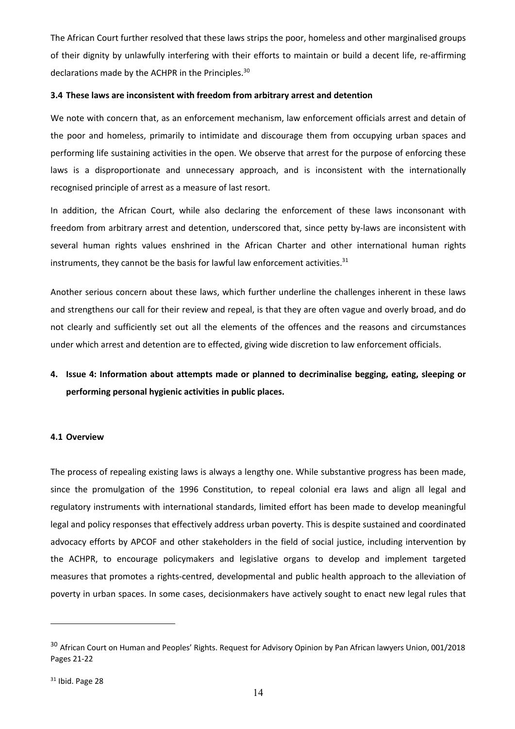The African Court further resolved that these laws strips the poor, homeless and other marginalised groups of their dignity by unlawfully interfering with their efforts to maintain or build a decent life, re-affirming declarations made by the ACHPR in the Principles.[30]

### 3.4 These laws are inconsistent with freedom from arbitrary arrest and detention

We note with concern that, as an enforcement mechanism, law enforcement officials arrest and detain of the poor and homeless, primarily to intimidate and discourage them from occupying urban spaces and performing life sustaining activities in the open. We observe that arrest for the purpose of enforcing these laws is a disproportionate and unnecessary approach, and is inconsistent with the internationally recognised principle of arrest as a measure of last resort.

In addition, the African Court, while also declaring the enforcement of these laws inconsonant with freedom from arbitrary arrest and detention, underscored that, since petty by-laws are inconsistent with several human rights values enshrined in the African Charter and other international human rights instruments, they cannot be the basis for lawful law enforcement activities.[31]

Another serious concern about these laws, which further underline the challenges inherent in these laws and strengthens our call for their review and repeal, is that they are often vague and overly broad, and do not clearly and sufficiently set out all the elements of the offences and the reasons and circumstances under which arrest and detention are to effected, giving wide discretion to law enforcement officials.

## 4. Issue 4: Information about attempts made or planned to decriminalise begging, eating, sleeping or performing personal hygienic activities in public places.

### 4.1 Overview

The process of repealing existing laws is always a lengthy one. While substantive progress has been made, since the promulgation of the 1996 Constitution, to repeal colonial era laws and align all legal and regulatory instruments with international standards, limited effort has been made to develop meaningful legal and policy responses that effectively address urban poverty. This is despite sustained and coordinated advocacy efforts by APCOF and other stakeholders in the field of social justice, including intervention by the ACHPR, to encourage policymakers and legislative organs to develop and implement targeted measures that promotes a rights-centred, developmental and public health approach to the alleviation of poverty in urban spaces. In some cases, decisionmakers have actively sought to enact new legal rules that

---

[30] African Court on Human and Peoples' Rights. Request for Advisory Opinion by Pan African lawyers Union, 001/2018 Pages 21-22

[31] Ibid. Page 28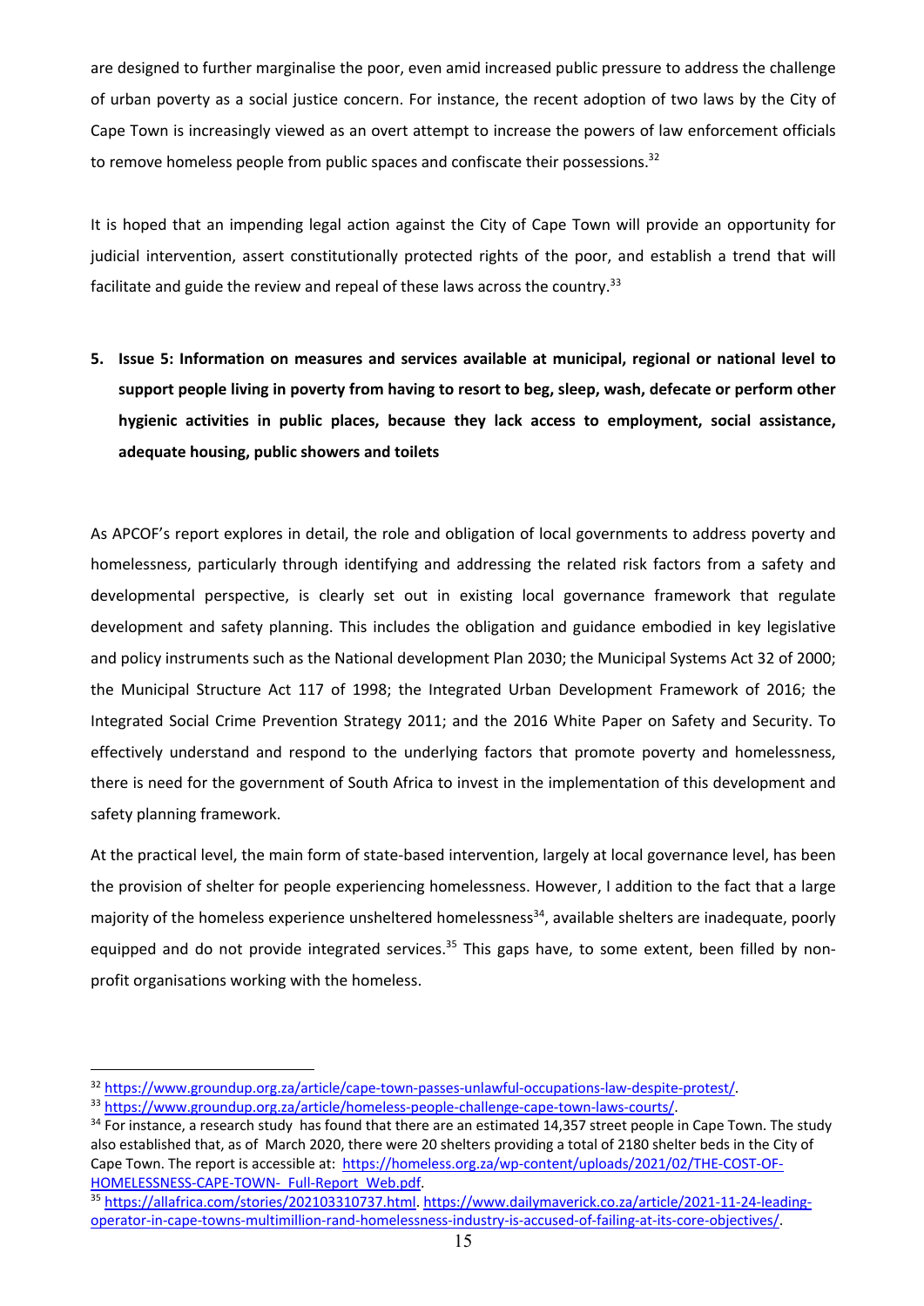are designed to further marginalise the poor, even amid increased public pressure to address the challenge of urban poverty as a social justice concern. For instance, the recent adoption of two laws by the City of Cape Town is increasingly viewed as an overt attempt to increase the powers of law enforcement officials to remove homeless people from public spaces and confiscate their possessions.[32]

It is hoped that an impending legal action against the City of Cape Town will provide an opportunity for judicial intervention, assert constitutionally protected rights of the poor, and establish a trend that will facilitate and guide the review and repeal of these laws across the country.[33]

## 5. Issue 5: Information on measures and services available at municipal, regional or national level to support people living in poverty from having to resort to beg, sleep, wash, defecate or perform other hygienic activities in public places, because they lack access to employment, social assistance, adequate housing, public showers and toilets

As APCOF's report explores in detail, the role and obligation of local governments to address poverty and homelessness, particularly through identifying and addressing the related risk factors from a safety and developmental perspective, is clearly set out in existing local governance framework that regulate development and safety planning. This includes the obligation and guidance embodied in key legislative and policy instruments such as the National development Plan 2030; the Municipal Systems Act 32 of 2000; the Municipal Structure Act 117 of 1998; the Integrated Urban Development Framework of 2016; the Integrated Social Crime Prevention Strategy 2011; and the 2016 White Paper on Safety and Security. To effectively understand and respond to the underlying factors that promote poverty and homelessness, there is need for the government of South Africa to invest in the implementation of this development and safety planning framework.

At the practical level, the main form of state-based intervention, largely at local governance level, has been the provision of shelter for people experiencing homelessness. However, I addition to the fact that a large majority of the homeless experience unsheltered homelessness[34], available shelters are inadequate, poorly equipped and do not provide integrated services.[35] This gaps have, to some extent, been filled by non-profit organisations working with the homeless.

---

[32] https://www.groundup.org.za/article/cape-town-passes-unlawful-occupations-law-despite-protest/.

[33] https://www.groundup.org.za/article/homeless-people-challenge-cape-town-laws-courts/.

[34] For instance, a research study has found that there are an estimated 14,357 street people in Cape Town. The study also established that, as of March 2020, there were 20 shelters providing a total of 2180 shelter beds in the City of Cape Town. The report is accessible at: https://homeless.org.za/wp-content/uploads/2021/02/THE-COST-OF-HOMELESSNESS-CAPE-TOWN-_Full-Report_Web.pdf.

[35] https://allafrica.com/stories/202103310737.html. https://www.dailymaverick.co.za/article/2021-11-24-leading-operator-in-cape-towns-multimillion-rand-homelessness-industry-is-accused-of-failing-at-its-core-objectives/.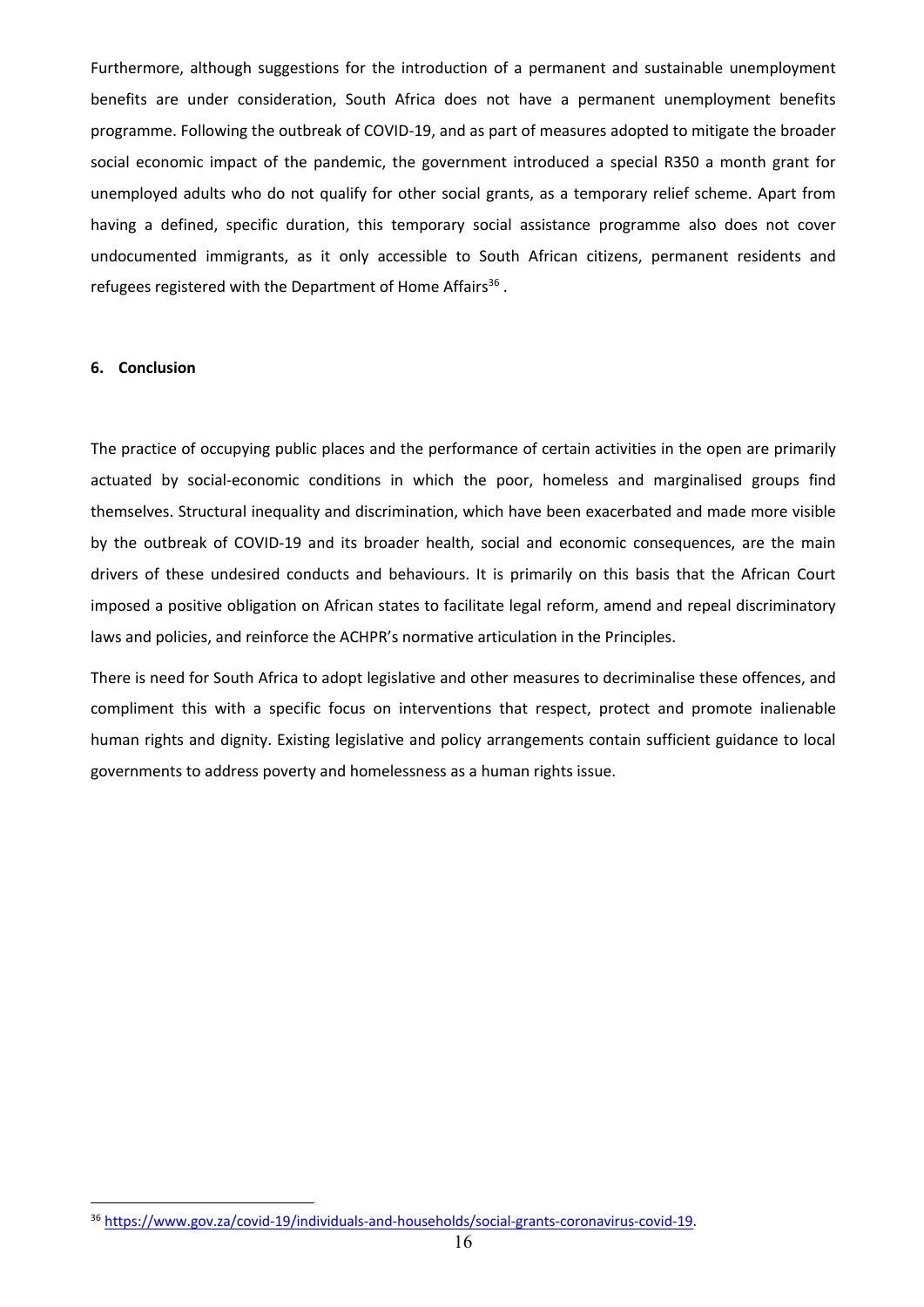Furthermore, although suggestions for the introduction of a permanent and sustainable unemployment benefits are under consideration, South Africa does not have a permanent unemployment benefits programme. Following the outbreak of COVID-19, and as part of measures adopted to mitigate the broader social economic impact of the pandemic, the government introduced a special R350 a month grant for unemployed adults who do not qualify for other social grants, as a temporary relief scheme. Apart from having a defined, specific duration, this temporary social assistance programme also does not cover undocumented immigrants, as it only accessible to South African citizens, permanent residents and refugees registered with the Department of Home Affairs[36] .

## 6. Conclusion

The practice of occupying public places and the performance of certain activities in the open are primarily actuated by social-economic conditions in which the poor, homeless and marginalised groups find themselves. Structural inequality and discrimination, which have been exacerbated and made more visible by the outbreak of COVID-19 and its broader health, social and economic consequences, are the main drivers of these undesired conducts and behaviours. It is primarily on this basis that the African Court imposed a positive obligation on African states to facilitate legal reform, amend and repeal discriminatory laws and policies, and reinforce the ACHPR's normative articulation in the Principles.

There is need for South Africa to adopt legislative and other measures to decriminalise these offences, and compliment this with a specific focus on interventions that respect, protect and promote inalienable human rights and dignity. Existing legislative and policy arrangements contain sufficient guidance to local governments to address poverty and homelessness as a human rights issue.

---

[36] https://www.gov.za/covid-19/individuals-and-households/social-grants-coronavirus-covid-19.